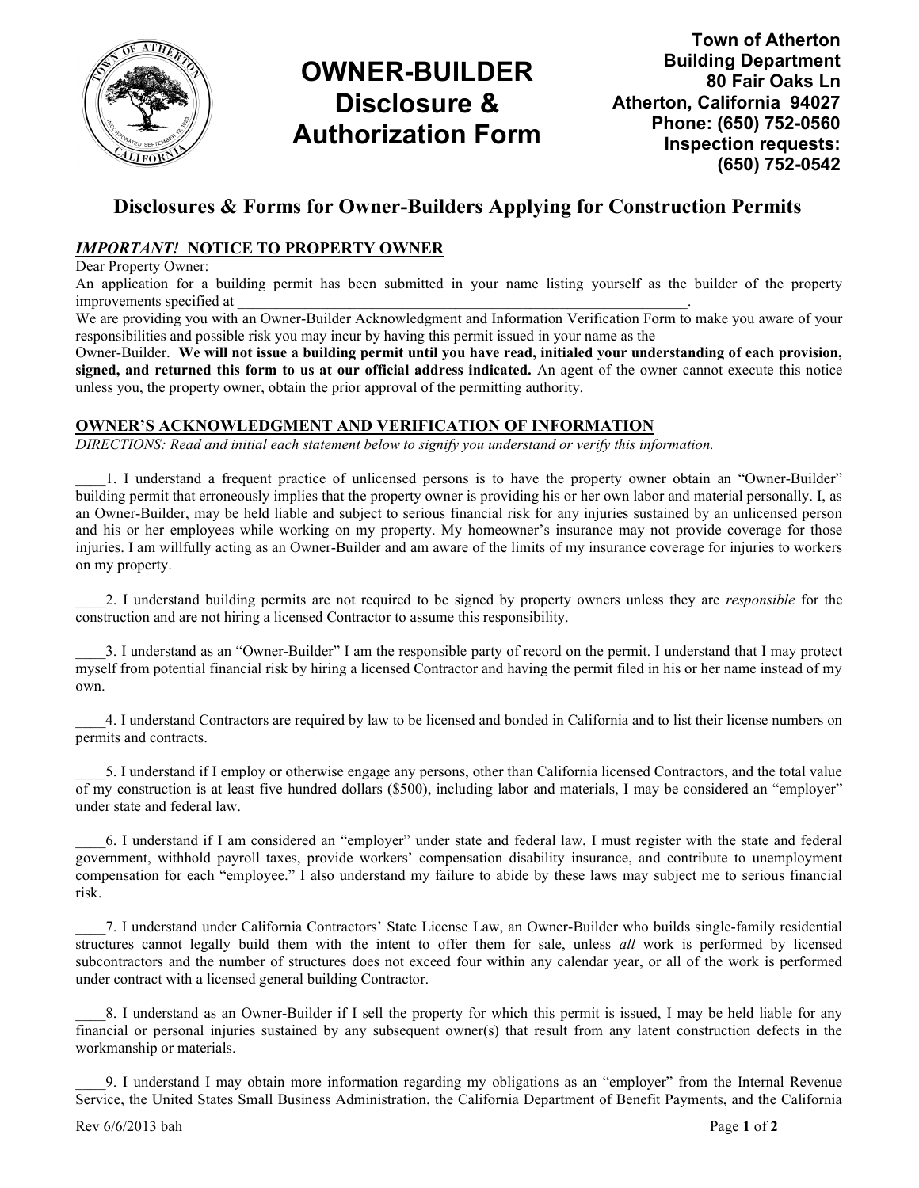# OWNER-BUILDER Disclosure & Authorization Form

**Town of Atherton**
**Building Department**
**80 Fair Oaks Ln**
**Atherton, California 94027**
**Phone: (650) 752-0560**
**Inspection requests: (650) 752-0542**

## Disclosures & Forms for Owner-Builders Applying for Construction Permits

### ***IMPORTANT!*** NOTICE TO PROPERTY OWNER

Dear Property Owner:

An application for a building permit has been submitted in your name listing yourself as the builder of the property improvements specified at ______________________________________________________________.

We are providing you with an Owner-Builder Acknowledgment and Information Verification Form to make you aware of your responsibilities and possible risk you may incur by having this permit issued in your name as the Owner-Builder. **We will not issue a building permit until you have read, initialed your understanding of each provision, signed, and returned this form to us at our official address indicated.** An agent of the owner cannot execute this notice unless you, the property owner, obtain the prior approval of the permitting authority.

### OWNER'S ACKNOWLEDGMENT AND VERIFICATION OF INFORMATION

*DIRECTIONS: Read and initial each statement below to signify you understand or verify this information.*

____1. I understand a frequent practice of unlicensed persons is to have the property owner obtain an "Owner-Builder" building permit that erroneously implies that the property owner is providing his or her own labor and material personally. I, as an Owner-Builder, may be held liable and subject to serious financial risk for any injuries sustained by an unlicensed person and his or her employees while working on my property. My homeowner's insurance may not provide coverage for those injuries. I am willfully acting as an Owner-Builder and am aware of the limits of my insurance coverage for injuries to workers on my property.

____2. I understand building permits are not required to be signed by property owners unless they are *responsible* for the construction and are not hiring a licensed Contractor to assume this responsibility.

____3. I understand as an "Owner-Builder" I am the responsible party of record on the permit. I understand that I may protect myself from potential financial risk by hiring a licensed Contractor and having the permit filed in his or her name instead of my own.

____4. I understand Contractors are required by law to be licensed and bonded in California and to list their license numbers on permits and contracts.

____5. I understand if I employ or otherwise engage any persons, other than California licensed Contractors, and the total value of my construction is at least five hundred dollars ($500), including labor and materials, I may be considered an "employer" under state and federal law.

____6. I understand if I am considered an "employer" under state and federal law, I must register with the state and federal government, withhold payroll taxes, provide workers' compensation disability insurance, and contribute to unemployment compensation for each "employee." I also understand my failure to abide by these laws may subject me to serious financial risk.

____7. I understand under California Contractors' State License Law, an Owner-Builder who builds single-family residential structures cannot legally build them with the intent to offer them for sale, unless *all* work is performed by licensed subcontractors and the number of structures does not exceed four within any calendar year, or all of the work is performed under contract with a licensed general building Contractor.

____8. I understand as an Owner-Builder if I sell the property for which this permit is issued, I may be held liable for any financial or personal injuries sustained by any subsequent owner(s) that result from any latent construction defects in the workmanship or materials.

____9. I understand I may obtain more information regarding my obligations as an "employer" from the Internal Revenue Service, the United States Small Business Administration, the California Department of Benefit Payments, and the California

Rev 6/6/2013 bah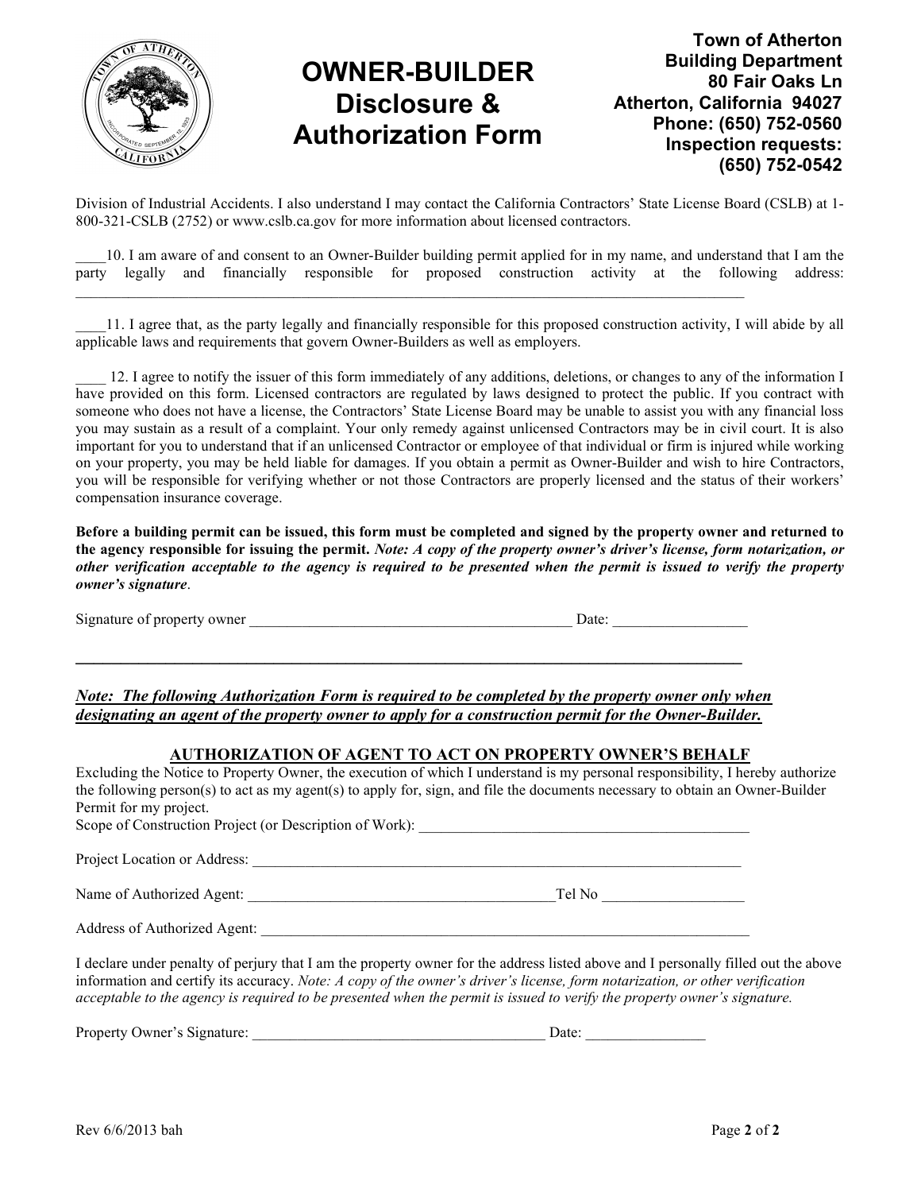# OWNER-BUILDER Disclosure & Authorization Form

**Town of Atherton**
**Building Department**
**80 Fair Oaks Ln**
**Atherton, California 94027**
**Phone: (650) 752-0560**
**Inspection requests: (650) 752-0542**

Division of Industrial Accidents. I also understand I may contact the California Contractors' State License Board (CSLB) at 1-800-321-CSLB (2752) or www.cslb.ca.gov for more information about licensed contractors.

____10. I am aware of and consent to an Owner-Builder building permit applied for in my name, and understand that I am the party legally and financially responsible for proposed construction activity at the following address: ____________________________________________________________________________

____11. I agree that, as the party legally and financially responsible for this proposed construction activity, I will abide by all applicable laws and requirements that govern Owner-Builders as well as employers.

____ 12. I agree to notify the issuer of this form immediately of any additions, deletions, or changes to any of the information I have provided on this form. Licensed contractors are regulated by laws designed to protect the public. If you contract with someone who does not have a license, the Contractors' State License Board may be unable to assist you with any financial loss you may sustain as a result of a complaint. Your only remedy against unlicensed Contractors may be in civil court. It is also important for you to understand that if an unlicensed Contractor or employee of that individual or firm is injured while working on your property, you may be held liable for damages. If you obtain a permit as Owner-Builder and wish to hire Contractors, you will be responsible for verifying whether or not those Contractors are properly licensed and the status of their workers' compensation insurance coverage.

**Before a building permit can be issued, this form must be completed and signed by the property owner and returned to the agency responsible for issuing the permit.** ***Note: A copy of the property owner's driver's license, form notarization, or other verification acceptable to the agency is required to be presented when the permit is issued to verify the property owner's signature***.

Signature of property owner ____________________________________________ Date: __________________

---

***Note: The following Authorization Form is required to be completed by the property owner only when designating an agent of the property owner to apply for a construction permit for the Owner-Builder.***

## AUTHORIZATION OF AGENT TO ACT ON PROPERTY OWNER'S BEHALF

Excluding the Notice to Property Owner, the execution of which I understand is my personal responsibility, I hereby authorize the following person(s) to act as my agent(s) to apply for, sign, and file the documents necessary to obtain an Owner-Builder Permit for my project.

Scope of Construction Project (or Description of Work): _____________________________________________

Project Location or Address: ____________________________________________________________________

Name of Authorized Agent: __________________________________________Tel No ___________________

Address of Authorized Agent: ____________________________________________________________________

I declare under penalty of perjury that I am the property owner for the address listed above and I personally filled out the above information and certify its accuracy. *Note: A copy of the owner's driver's license, form notarization, or other verification acceptable to the agency is required to be presented when the permit is issued to verify the property owner's signature.*

Property Owner's Signature: ________________________________________ Date: ________________

Rev 6/6/2013 bah